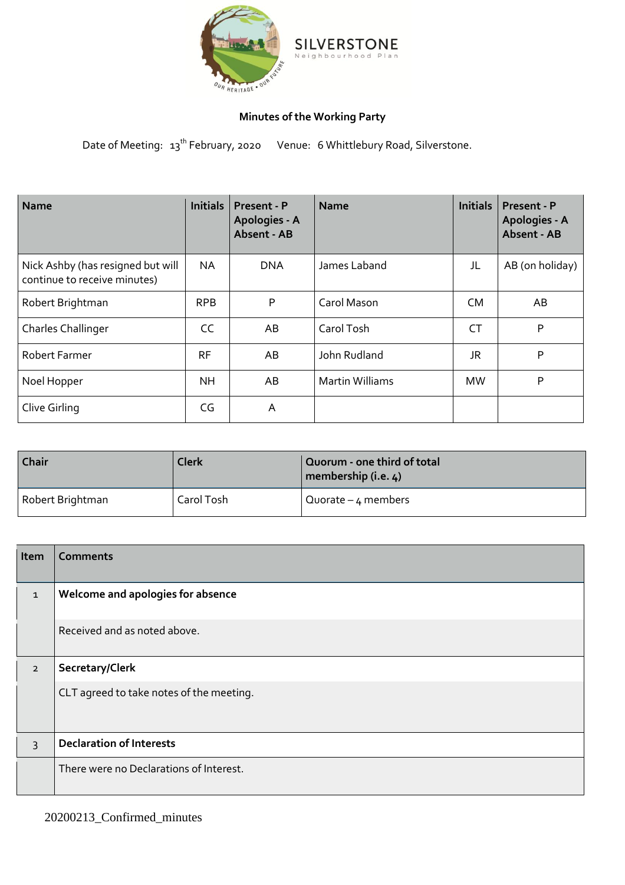SILVERSTONE

Neighbourhood Plan

OUR HERITAGE • OUR FUTURE

**Minutes of the Working Party**

Date of Meeting: 13th February, 2020 Venue: 6 Whittlebury Road, Silverstone.

| Name | Initials | Present - P Apologies - A Absent - AB | Name | Initials | Present - P Apologies - A Absent - AB |
|---|---|---|---|---|---|
| Nick Ashby (has resigned but will continue to receive minutes) | NA | DNA | James Laband | JL | AB (on holiday) |
| Robert Brightman | RPB | P | Carol Mason | CM | AB |
| Charles Challinger | CC | AB | Carol Tosh | CT | P |
| Robert Farmer | RF | AB | John Rudland | JR | P |
| Noel Hopper | NH | AB | Martin Williams | MW | P |
| Clive Girling | CG | A | | | |

| Chair | Clerk | Quorum - one third of total membership (i.e. 4) |
|---|---|---|
| Robert Brightman | Carol Tosh | Quorate – 4 members |

| Item | Comments |
|---|---|
| 1 | **Welcome and apologies for absence** |
| | Received and as noted above. |
| 2 | **Secretary/Clerk** |
| | CLT agreed to take notes of the meeting. |
| 3 | **Declaration of Interests** |
| | There were no Declarations of Interest. |

20200213_Confirmed_minutes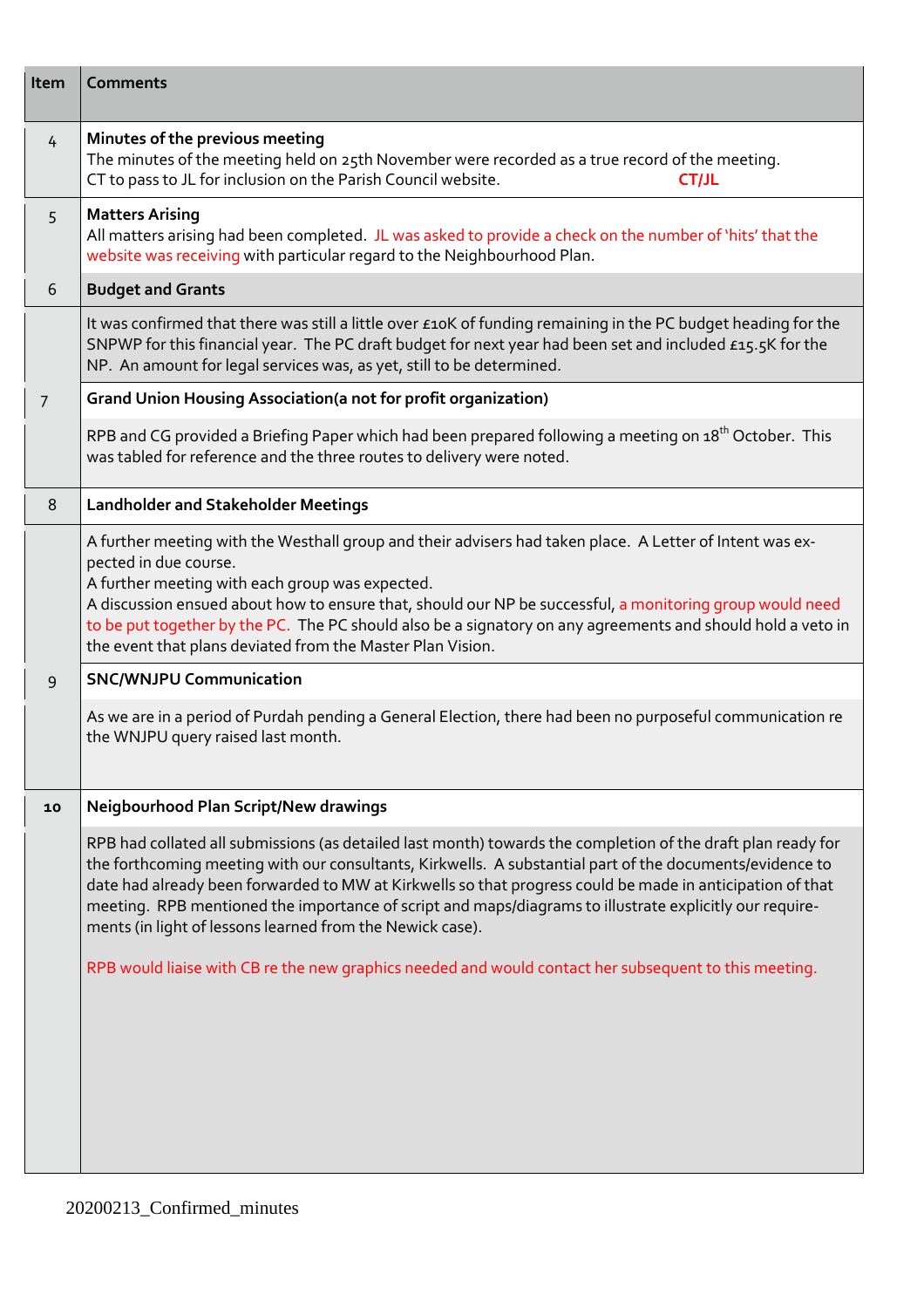| Item | Comments |
|---|---|
| 4 | **Minutes of the previous meeting**<br>The minutes of the meeting held on 25th November were recorded as a true record of the meeting.<br>CT to pass to JL for inclusion on the Parish Council website. **CT/JL** |
| 5 | **Matters Arising**<br>All matters arising had been completed. JL was asked to provide a check on the number of 'hits' that the website was receiving with particular regard to the Neighbourhood Plan. |
| 6 | **Budget and Grants** |
| | It was confirmed that there was still a little over £10K of funding remaining in the PC budget heading for the SNPWP for this financial year. The PC draft budget for next year had been set and included £15.5K for the NP. An amount for legal services was, as yet, still to be determined. |
| 7 | **Grand Union Housing Association(a not for profit organization)** |
| | RPB and CG provided a Briefing Paper which had been prepared following a meeting on 18th October. This was tabled for reference and the three routes to delivery were noted. |
| 8 | **Landholder and Stakeholder Meetings** |
| | A further meeting with the Westhall group and their advisers had taken place. A Letter of Intent was expected in due course.<br>A further meeting with each group was expected.<br>A discussion ensued about how to ensure that, should our NP be successful, a monitoring group would need to be put together by the PC. The PC should also be a signatory on any agreements and should hold a veto in the event that plans deviated from the Master Plan Vision. |
| 9 | **SNC/WNJPU Communication** |
| | As we are in a period of Purdah pending a General Election, there had been no purposeful communication re the WNJPU query raised last month. |
| **10** | **Neigbourhood Plan Script/New drawings** |
| | RPB had collated all submissions (as detailed last month) towards the completion of the draft plan ready for the forthcoming meeting with our consultants, Kirkwells. A substantial part of the documents/evidence to date had already been forwarded to MW at Kirkwells so that progress could be made in anticipation of that meeting. RPB mentioned the importance of script and maps/diagrams to illustrate explicitly our requirements (in light of lessons learned from the Newick case).<br><br>RPB would liaise with CB re the new graphics needed and would contact her subsequent to this meeting. |

20200213_Confirmed_minutes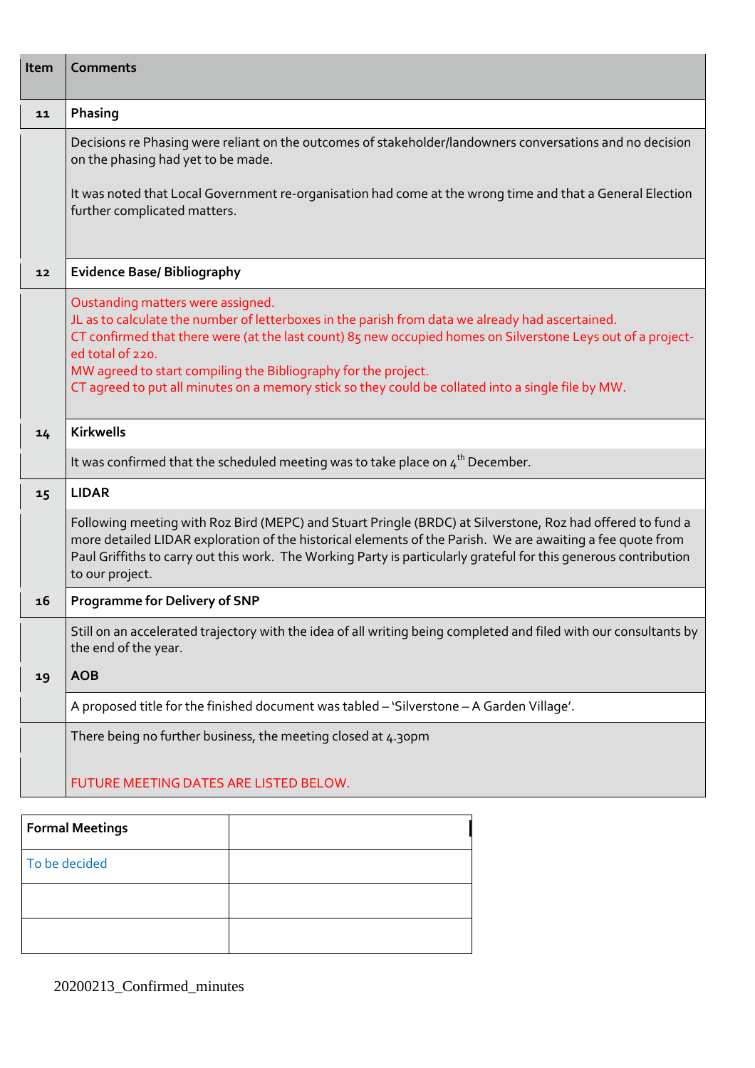| Item | Comments |
|---|---|
| 11 | **Phasing** |
| | Decisions re Phasing were reliant on the outcomes of stakeholder/landowners conversations and no decision on the phasing had yet to be made.<br><br>It was noted that Local Government re-organisation had come at the wrong time and that a General Election further complicated matters. |
| 12 | **Evidence Base/ Bibliography** |
| | Oustanding matters were assigned.<br>JL as to calculate the number of letterboxes in the parish from data we already had ascertained.<br>CT confirmed that there were (at the last count) 85 new occupied homes on Silverstone Leys out of a project-ed total of 220.<br>MW agreed to start compiling the Bibliography for the project.<br>CT agreed to put all minutes on a memory stick so they could be collated into a single file by MW. |
| 14 | **Kirkwells** |
| | It was confirmed that the scheduled meeting was to take place on 4th December. |
| 15 | **LIDAR** |
| | Following meeting with Roz Bird (MEPC) and Stuart Pringle (BRDC) at Silverstone, Roz had offered to fund a more detailed LIDAR exploration of the historical elements of the Parish. We are awaiting a fee quote from Paul Griffiths to carry out this work. The Working Party is particularly grateful for this generous contribution to our project. |
| 16 | **Programme for Delivery of SNP** |
| | Still on an accelerated trajectory with the idea of all writing being completed and filed with our consultants by the end of the year. |
| 19 | **AOB** |
| | A proposed title for the finished document was tabled – 'Silverstone – A Garden Village'. |
| | There being no further business, the meeting closed at 4.30pm<br><br>FUTURE MEETING DATES ARE LISTED BELOW. |

| Formal Meetings | |
|---|---|
| To be decided | |
| | |
| | |

20200213_Confirmed_minutes